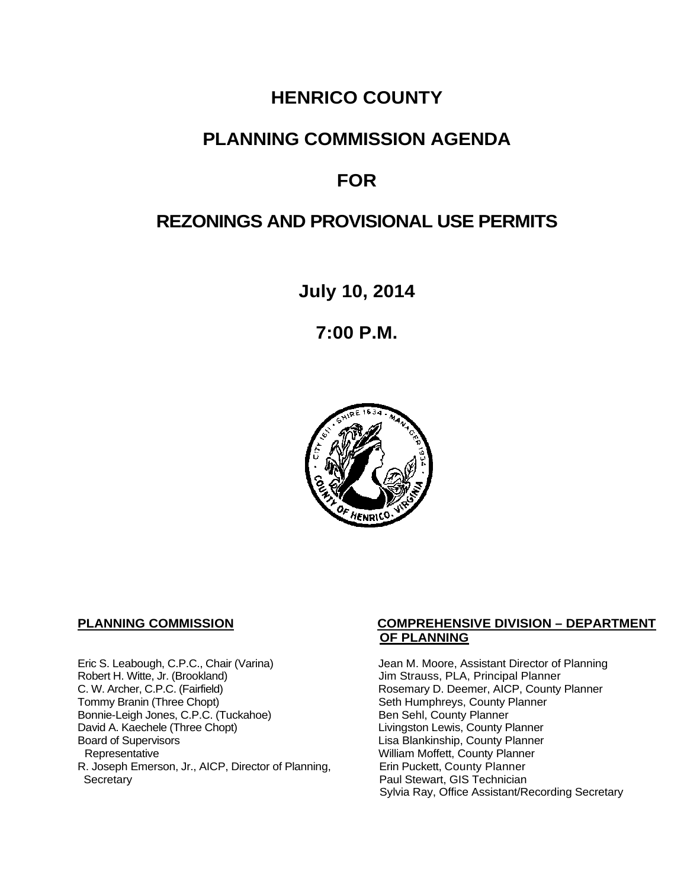# HENRICO COUNTY

# PLANNING COMMISSION AGENDA

# FOR

# REZONINGS AND PROVISIONAL USE PERMITS

**July 10, 2014**

**7:00 P.M.**

**PLANNING COMMISSION**

Eric S. Leabough, C.P.C., Chair (Varina)
Robert H. Witte, Jr. (Brookland)
C. W. Archer, C.P.C. (Fairfield)
Tommy Branin (Three Chopt)
Bonnie-Leigh Jones, C.P.C. (Tuckahoe)
David A. Kaechele (Three Chopt)
Board of Supervisors Representative
R. Joseph Emerson, Jr., AICP, Director of Planning, Secretary

**COMPREHENSIVE DIVISION – DEPARTMENT OF PLANNING**

Jean M. Moore, Assistant Director of Planning
Jim Strauss, PLA, Principal Planner
Rosemary D. Deemer, AICP, County Planner
Seth Humphreys, County Planner
Ben Sehl, County Planner
Livingston Lewis, County Planner
Lisa Blankinship, County Planner
William Moffett, County Planner
Erin Puckett, County Planner
Paul Stewart, GIS Technician
Sylvia Ray, Office Assistant/Recording Secretary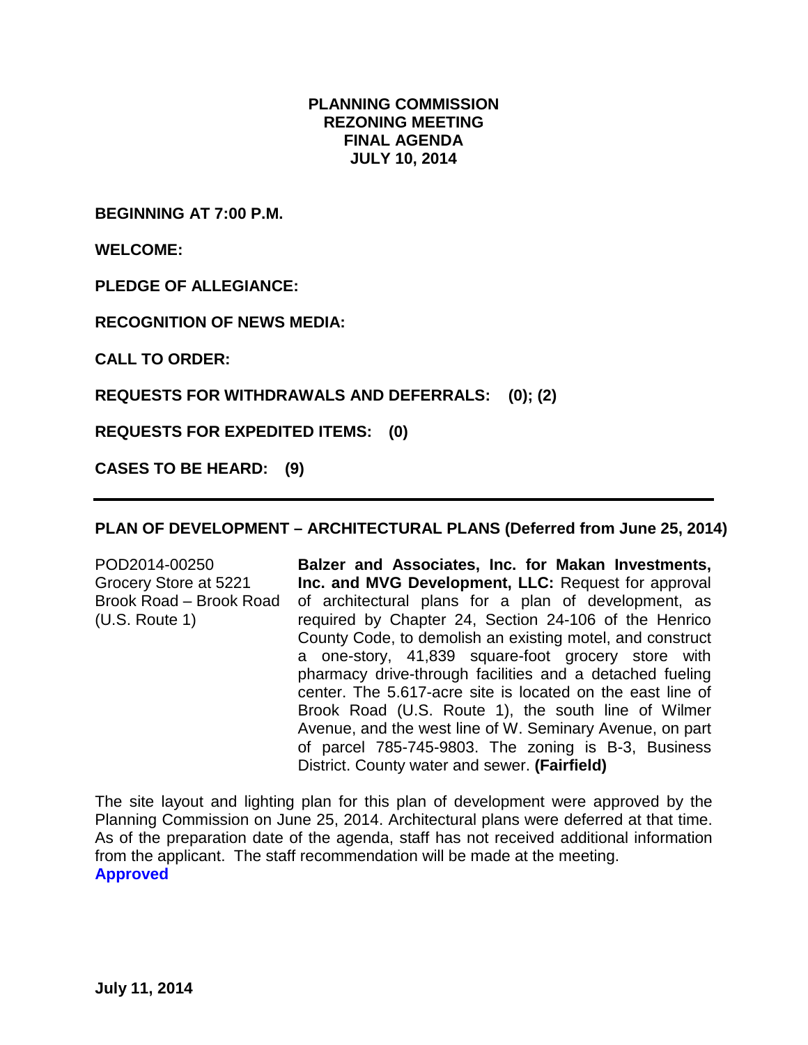**PLANNING COMMISSION**
**REZONING MEETING**
**FINAL AGENDA**
**JULY 10, 2014**

**BEGINNING AT 7:00 P.M.**

**WELCOME:**

**PLEDGE OF ALLEGIANCE:**

**RECOGNITION OF NEWS MEDIA:**

**CALL TO ORDER:**

**REQUESTS FOR WITHDRAWALS AND DEFERRALS: (0); (2)**

**REQUESTS FOR EXPEDITED ITEMS: (0)**

**CASES TO BE HEARD: (9)**

---

**PLAN OF DEVELOPMENT – ARCHITECTURAL PLANS (Deferred from June 25, 2014)**

POD2014-00250
Grocery Store at 5221 Brook Road – Brook Road (U.S. Route 1)

**Balzer and Associates, Inc. for Makan Investments, Inc. and MVG Development, LLC:** Request for approval of architectural plans for a plan of development, as required by Chapter 24, Section 24-106 of the Henrico County Code, to demolish an existing motel, and construct a one-story, 41,839 square-foot grocery store with pharmacy drive-through facilities and a detached fueling center. The 5.617-acre site is located on the east line of Brook Road (U.S. Route 1), the south line of Wilmer Avenue, and the west line of W. Seminary Avenue, on part of parcel 785-745-9803. The zoning is B-3, Business District. County water and sewer. **(Fairfield)**

The site layout and lighting plan for this plan of development were approved by the Planning Commission on June 25, 2014. Architectural plans were deferred at that time. As of the preparation date of the agenda, staff has not received additional information from the applicant. The staff recommendation will be made at the meeting.
**Approved**

**July 11, 2014**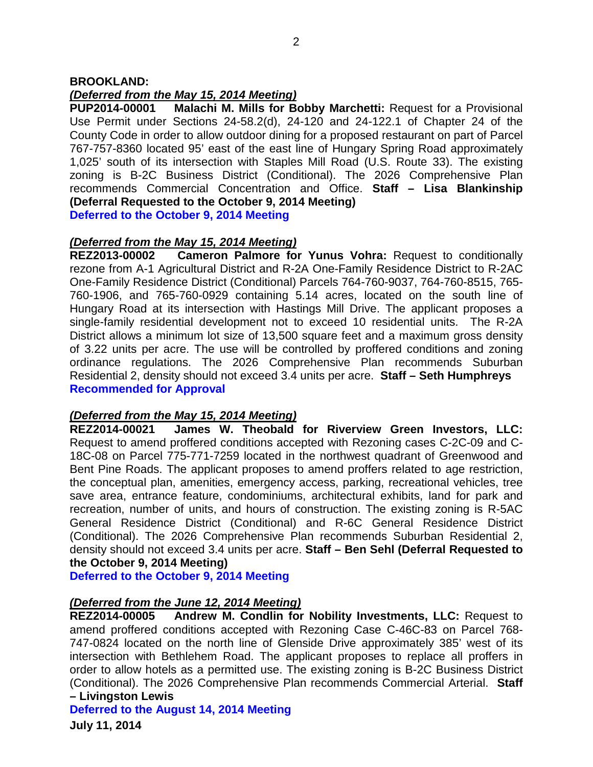**BROOKLAND:**

***(Deferred from the May 15, 2014 Meeting)***

**PUP2014-00001 Malachi M. Mills for Bobby Marchetti:** Request for a Provisional Use Permit under Sections 24-58.2(d), 24-120 and 24-122.1 of Chapter 24 of the County Code in order to allow outdoor dining for a proposed restaurant on part of Parcel 767-757-8360 located 95' east of the east line of Hungary Spring Road approximately 1,025' south of its intersection with Staples Mill Road (U.S. Route 33). The existing zoning is B-2C Business District (Conditional). The 2026 Comprehensive Plan recommends Commercial Concentration and Office. **Staff – Lisa Blankinship (Deferral Requested to the October 9, 2014 Meeting)**

**Deferred to the October 9, 2014 Meeting**

***(Deferred from the May 15, 2014 Meeting)***

**REZ2013-00002 Cameron Palmore for Yunus Vohra:** Request to conditionally rezone from A-1 Agricultural District and R-2A One-Family Residence District to R-2AC One-Family Residence District (Conditional) Parcels 764-760-9037, 764-760-8515, 765-760-1906, and 765-760-0929 containing 5.14 acres, located on the south line of Hungary Road at its intersection with Hastings Mill Drive. The applicant proposes a single-family residential development not to exceed 10 residential units. The R-2A District allows a minimum lot size of 13,500 square feet and a maximum gross density of 3.22 units per acre. The use will be controlled by proffered conditions and zoning ordinance regulations. The 2026 Comprehensive Plan recommends Suburban Residential 2, density should not exceed 3.4 units per acre. **Staff – Seth Humphreys**

**Recommended for Approval**

***(Deferred from the May 15, 2014 Meeting)***

**REZ2014-00021 James W. Theobald for Riverview Green Investors, LLC:** Request to amend proffered conditions accepted with Rezoning cases C-2C-09 and C-18C-08 on Parcel 775-771-7259 located in the northwest quadrant of Greenwood and Bent Pine Roads. The applicant proposes to amend proffers related to age restriction, the conceptual plan, amenities, emergency access, parking, recreational vehicles, tree save area, entrance feature, condominiums, architectural exhibits, land for park and recreation, number of units, and hours of construction. The existing zoning is R-5AC General Residence District (Conditional) and R-6C General Residence District (Conditional). The 2026 Comprehensive Plan recommends Suburban Residential 2, density should not exceed 3.4 units per acre. **Staff – Ben Sehl (Deferral Requested to the October 9, 2014 Meeting)**

**Deferred to the October 9, 2014 Meeting**

***(Deferred from the June 12, 2014 Meeting)***

**REZ2014-00005 Andrew M. Condlin for Nobility Investments, LLC:** Request to amend proffered conditions accepted with Rezoning Case C-46C-83 on Parcel 768-747-0824 located on the north line of Glenside Drive approximately 385' west of its intersection with Bethlehem Road. The applicant proposes to replace all proffers in order to allow hotels as a permitted use. The existing zoning is B-2C Business District (Conditional). The 2026 Comprehensive Plan recommends Commercial Arterial. **Staff – Livingston Lewis**

**Deferred to the August 14, 2014 Meeting**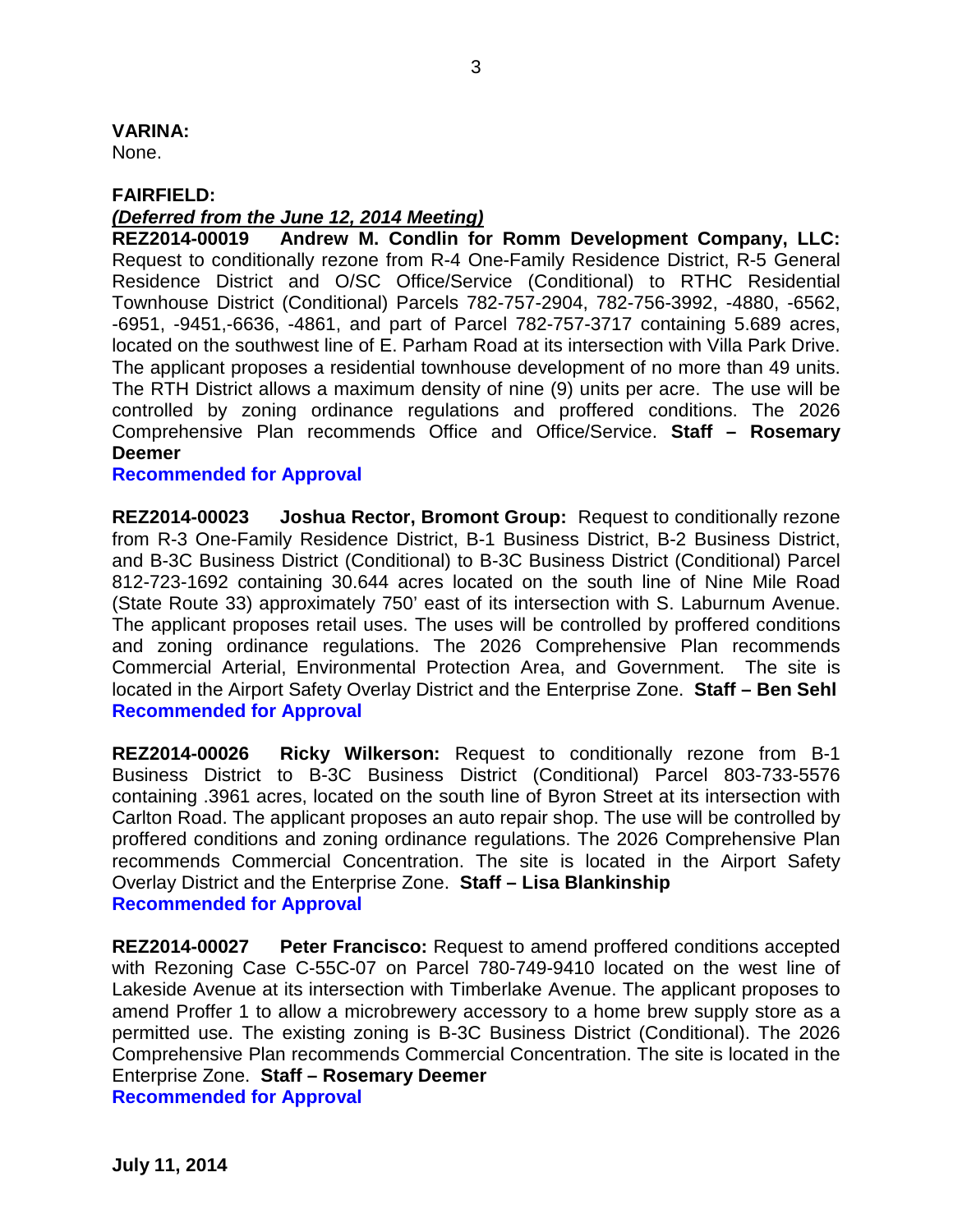**VARINA:**
None.

**FAIRFIELD:**
***(Deferred from the June 12, 2014 Meeting)***
**REZ2014-00019 Andrew M. Condlin for Romm Development Company, LLC:** Request to conditionally rezone from R-4 One-Family Residence District, R-5 General Residence District and O/SC Office/Service (Conditional) to RTHC Residential Townhouse District (Conditional) Parcels 782-757-2904, 782-756-3992, -4880, -6562, -6951, -9451,-6636, -4861, and part of Parcel 782-757-3717 containing 5.689 acres, located on the southwest line of E. Parham Road at its intersection with Villa Park Drive. The applicant proposes a residential townhouse development of no more than 49 units. The RTH District allows a maximum density of nine (9) units per acre. The use will be controlled by zoning ordinance regulations and proffered conditions. The 2026 Comprehensive Plan recommends Office and Office/Service. **Staff – Rosemary Deemer**
**Recommended for Approval**

**REZ2014-00023 Joshua Rector, Bromont Group:** Request to conditionally rezone from R-3 One-Family Residence District, B-1 Business District, B-2 Business District, and B-3C Business District (Conditional) to B-3C Business District (Conditional) Parcel 812-723-1692 containing 30.644 acres located on the south line of Nine Mile Road (State Route 33) approximately 750' east of its intersection with S. Laburnum Avenue. The applicant proposes retail uses. The uses will be controlled by proffered conditions and zoning ordinance regulations. The 2026 Comprehensive Plan recommends Commercial Arterial, Environmental Protection Area, and Government. The site is located in the Airport Safety Overlay District and the Enterprise Zone. **Staff – Ben Sehl**
**Recommended for Approval**

**REZ2014-00026 Ricky Wilkerson:** Request to conditionally rezone from B-1 Business District to B-3C Business District (Conditional) Parcel 803-733-5576 containing .3961 acres, located on the south line of Byron Street at its intersection with Carlton Road. The applicant proposes an auto repair shop. The use will be controlled by proffered conditions and zoning ordinance regulations. The 2026 Comprehensive Plan recommends Commercial Concentration. The site is located in the Airport Safety Overlay District and the Enterprise Zone. **Staff – Lisa Blankinship**
**Recommended for Approval**

**REZ2014-00027 Peter Francisco:** Request to amend proffered conditions accepted with Rezoning Case C-55C-07 on Parcel 780-749-9410 located on the west line of Lakeside Avenue at its intersection with Timberlake Avenue. The applicant proposes to amend Proffer 1 to allow a microbrewery accessory to a home brew supply store as a permitted use. The existing zoning is B-3C Business District (Conditional). The 2026 Comprehensive Plan recommends Commercial Concentration. The site is located in the Enterprise Zone. **Staff – Rosemary Deemer**
**Recommended for Approval**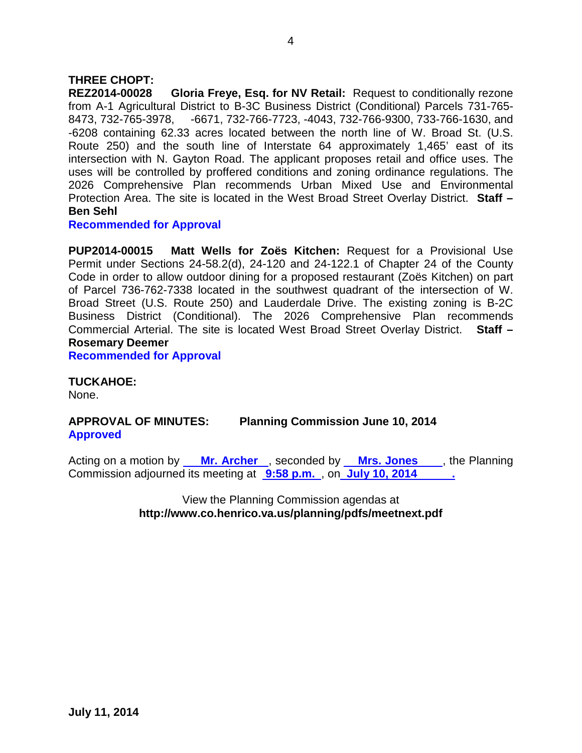**THREE CHOPT:**

**REZ2014-00028 Gloria Freye, Esq. for NV Retail:** Request to conditionally rezone from A-1 Agricultural District to B-3C Business District (Conditional) Parcels 731-765-8473, 732-765-3978, -6671, 732-766-7723, -4043, 732-766-9300, 733-766-1630, and -6208 containing 62.33 acres located between the north line of W. Broad St. (U.S. Route 250) and the south line of Interstate 64 approximately 1,465' east of its intersection with N. Gayton Road. The applicant proposes retail and office uses. The uses will be controlled by proffered conditions and zoning ordinance regulations. The 2026 Comprehensive Plan recommends Urban Mixed Use and Environmental Protection Area. The site is located in the West Broad Street Overlay District. **Staff – Ben Sehl**

**Recommended for Approval**

**PUP2014-00015 Matt Wells for Zoës Kitchen:** Request for a Provisional Use Permit under Sections 24-58.2(d), 24-120 and 24-122.1 of Chapter 24 of the County Code in order to allow outdoor dining for a proposed restaurant (Zoës Kitchen) on part of Parcel 736-762-7338 located in the southwest quadrant of the intersection of W. Broad Street (U.S. Route 250) and Lauderdale Drive. The existing zoning is B-2C Business District (Conditional). The 2026 Comprehensive Plan recommends Commercial Arterial. The site is located West Broad Street Overlay District. **Staff – Rosemary Deemer**

**Recommended for Approval**

**TUCKAHOE:**

None.

**APPROVAL OF MINUTES: Planning Commission June 10, 2014**

**Approved**

Acting on a motion by **Mr. Archer**, seconded by **Mrs. Jones**, the Planning Commission adjourned its meeting at **9:58 p.m.**, on **July 10, 2014**.

View the Planning Commission agendas at
**http://www.co.henrico.va.us/planning/pdfs/meetnext.pdf**

**July 11, 2014**